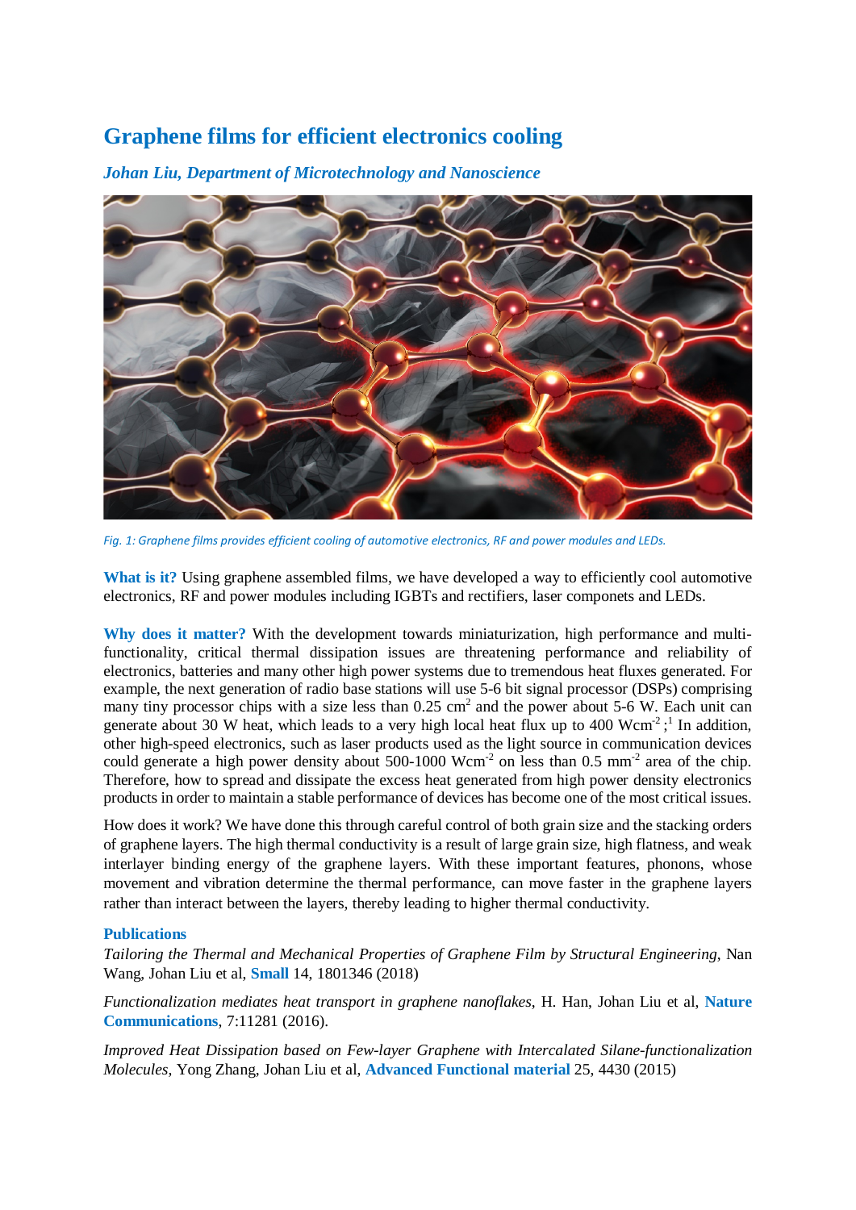# Graphene films for efficient electronics cooling

***Johan Liu, Department of Microtechnology and Nanoscience***

*Fig. 1: Graphene films provides efficient cooling of automotive electronics, RF and power modules and LEDs.*

**What is it?** Using graphene assembled films, we have developed a way to efficiently cool automotive electronics, RF and power modules including IGBTs and rectifiers, laser componets and LEDs.

**Why does it matter?** With the development towards miniaturization, high performance and multi-functionality, critical thermal dissipation issues are threatening performance and reliability of electronics, batteries and many other high power systems due to tremendous heat fluxes generated. For example, the next generation of radio base stations will use 5-6 bit signal processor (DSPs) comprising many tiny processor chips with a size less than 0.25 $cm^2$ and the power about 5-6 W. Each unit can generate about 30 W heat, which leads to a very high local heat flux up to 400 $Wcm^{-2}$;[1] In addition, other high-speed electronics, such as laser products used as the light source in communication devices could generate a high power density about 500-1000 $Wcm^{-2}$ on less than 0.5 $mm^{-2}$ area of the chip. Therefore, how to spread and dissipate the excess heat generated from high power density electronics products in order to maintain a stable performance of devices has become one of the most critical issues.

How does it work? We have done this through careful control of both grain size and the stacking orders of graphene layers. The high thermal conductivity is a result of large grain size, high flatness, and weak interlayer binding energy of the graphene layers. With these important features, phonons, whose movement and vibration determine the thermal performance, can move faster in the graphene layers rather than interact between the layers, thereby leading to higher thermal conductivity.

**Publications**

*Tailoring the Thermal and Mechanical Properties of Graphene Film by Structural Engineering*, Nan Wang, Johan Liu et al, **Small** 14, 1801346 (2018)

*Functionalization mediates heat transport in graphene nanoflakes*, H. Han, Johan Liu et al, **Nature Communications**, 7:11281 (2016).

*Improved Heat Dissipation based on Few-layer Graphene with Intercalated Silane-functionalization Molecules*, Yong Zhang, Johan Liu et al, **Advanced Functional material** 25, 4430 (2015)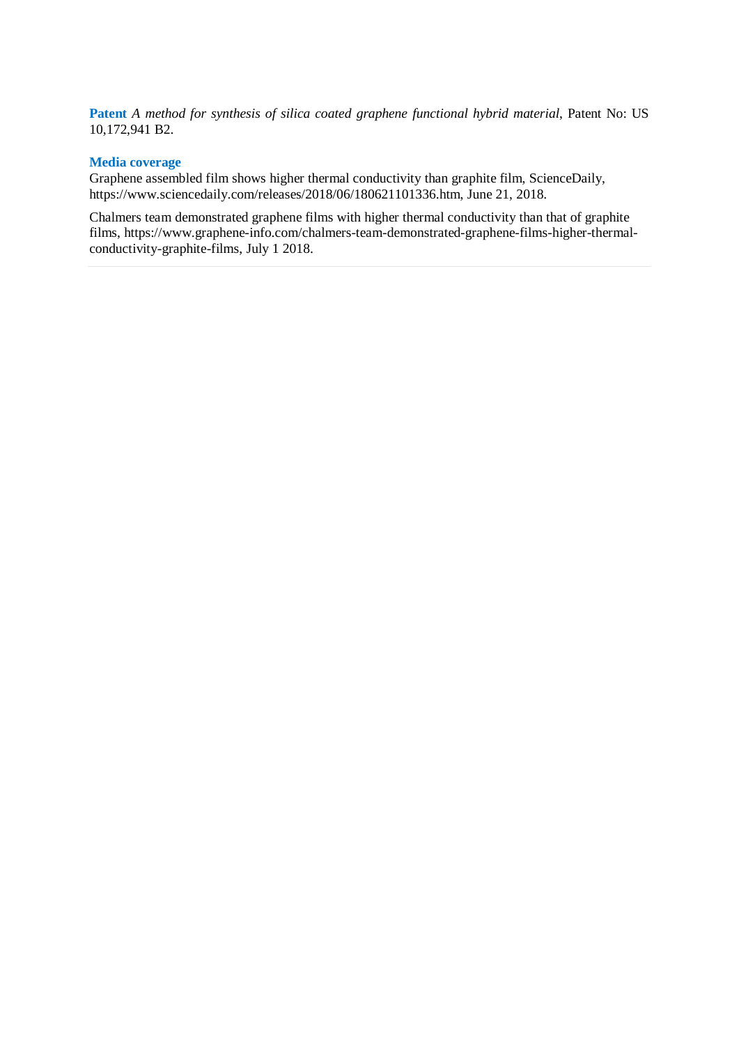**Patent** *A method for synthesis of silica coated graphene functional hybrid material*, Patent No: US 10,172,941 B2.

**Media coverage**

Graphene assembled film shows higher thermal conductivity than graphite film, ScienceDaily, https://www.sciencedaily.com/releases/2018/06/180621101336.htm, June 21, 2018.

Chalmers team demonstrated graphene films with higher thermal conductivity than that of graphite films, https://www.graphene-info.com/chalmers-team-demonstrated-graphene-films-higher-thermal-conductivity-graphite-films, July 1 2018.